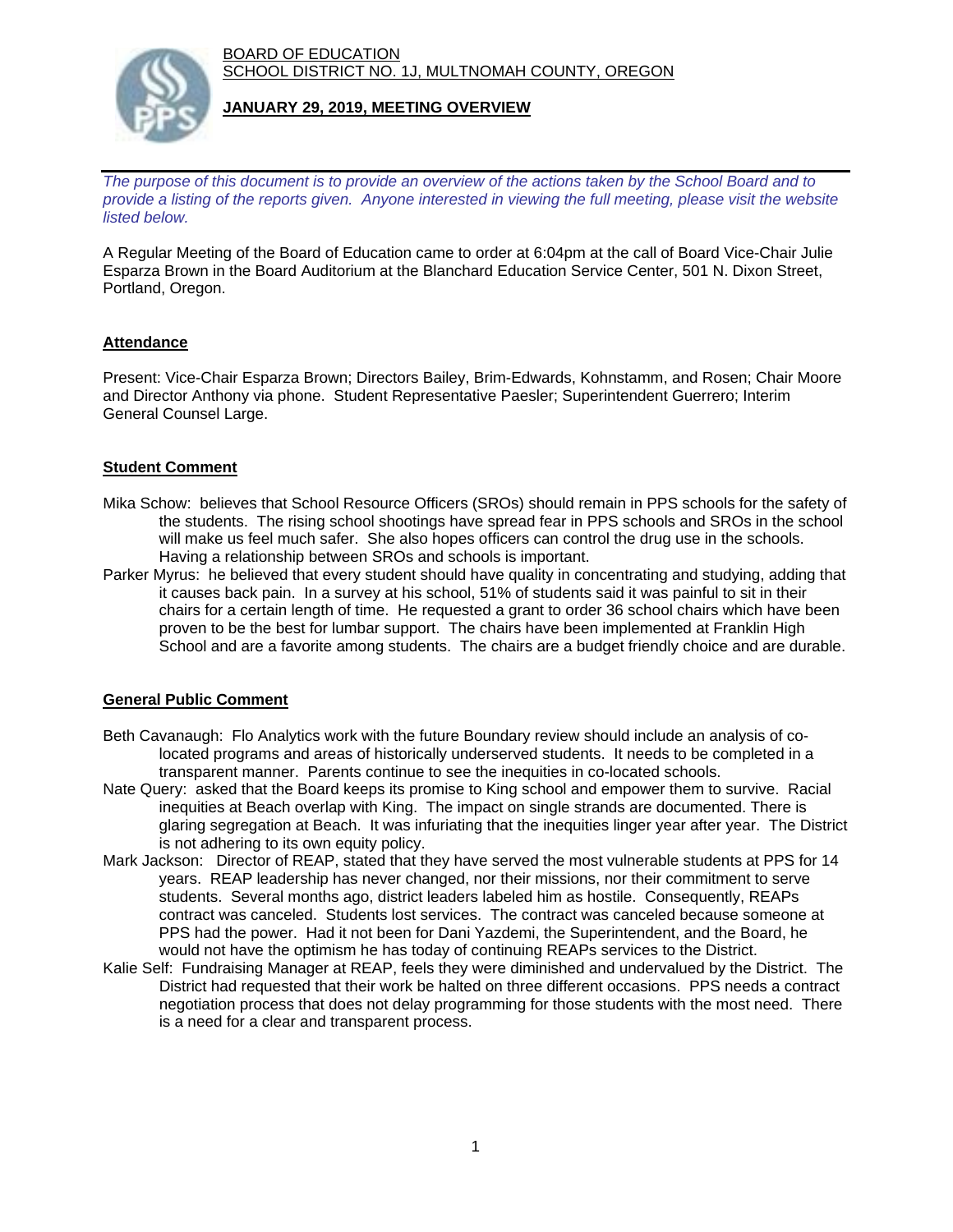BOARD OF EDUCATION
SCHOOL DISTRICT NO. 1J, MULTNOMAH COUNTY, OREGON

**JANUARY 29, 2019, MEETING OVERVIEW**

*The purpose of this document is to provide an overview of the actions taken by the School Board and to provide a listing of the reports given. Anyone interested in viewing the full meeting, please visit the website listed below.*

A Regular Meeting of the Board of Education came to order at 6:04pm at the call of Board Vice-Chair Julie Esparza Brown in the Board Auditorium at the Blanchard Education Service Center, 501 N. Dixon Street, Portland, Oregon.

## Attendance

Present: Vice-Chair Esparza Brown; Directors Bailey, Brim-Edwards, Kohnstamm, and Rosen; Chair Moore and Director Anthony via phone. Student Representative Paesler; Superintendent Guerrero; Interim General Counsel Large.

## Student Comment

Mika Schow: believes that School Resource Officers (SROs) should remain in PPS schools for the safety of the students. The rising school shootings have spread fear in PPS schools and SROs in the school will make us feel much safer. She also hopes officers can control the drug use in the schools. Having a relationship between SROs and schools is important.

Parker Myrus: he believed that every student should have quality in concentrating and studying, adding that it causes back pain. In a survey at his school, 51% of students said it was painful to sit in their chairs for a certain length of time. He requested a grant to order 36 school chairs which have been proven to be the best for lumbar support. The chairs have been implemented at Franklin High School and are a favorite among students. The chairs are a budget friendly choice and are durable.

## General Public Comment

Beth Cavanaugh: Flo Analytics work with the future Boundary review should include an analysis of co-located programs and areas of historically underserved students. It needs to be completed in a transparent manner. Parents continue to see the inequities in co-located schools.

Nate Query: asked that the Board keeps its promise to King school and empower them to survive. Racial inequities at Beach overlap with King. The impact on single strands are documented. There is glaring segregation at Beach. It was infuriating that the inequities linger year after year. The District is not adhering to its own equity policy.

Mark Jackson: Director of REAP, stated that they have served the most vulnerable students at PPS for 14 years. REAP leadership has never changed, nor their missions, nor their commitment to serve students. Several months ago, district leaders labeled him as hostile. Consequently, REAPs contract was canceled. Students lost services. The contract was canceled because someone at PPS had the power. Had it not been for Dani Yazdemi, the Superintendent, and the Board, he would not have the optimism he has today of continuing REAPs services to the District.

Kalie Self: Fundraising Manager at REAP, feels they were diminished and undervalued by the District. The District had requested that their work be halted on three different occasions. PPS needs a contract negotiation process that does not delay programming for those students with the most need. There is a need for a clear and transparent process.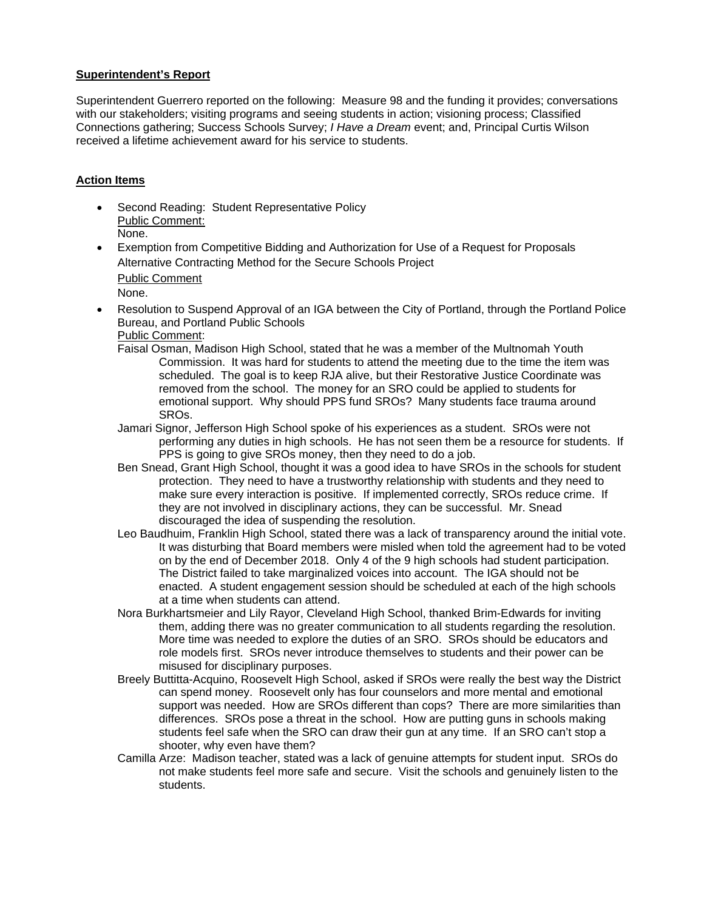**Superintendent's Report**

Superintendent Guerrero reported on the following: Measure 98 and the funding it provides; conversations with our stakeholders; visiting programs and seeing students in action; visioning process; Classified Connections gathering; Success Schools Survey; *I Have a Dream* event; and, Principal Curtis Wilson received a lifetime achievement award for his service to students.

**Action Items**

- Second Reading: Student Representative Policy
  Public Comment:
  None.
- Exemption from Competitive Bidding and Authorization for Use of a Request for Proposals Alternative Contracting Method for the Secure Schools Project
  Public Comment
  None.
- Resolution to Suspend Approval of an IGA between the City of Portland, through the Portland Police Bureau, and Portland Public Schools
  Public Comment:
  Faisal Osman, Madison High School, stated that he was a member of the Multnomah Youth Commission. It was hard for students to attend the meeting due to the time the item was scheduled. The goal is to keep RJA alive, but their Restorative Justice Coordinate was removed from the school. The money for an SRO could be applied to students for emotional support. Why should PPS fund SROs? Many students face trauma around SROs.
  Jamari Signor, Jefferson High School spoke of his experiences as a student. SROs were not performing any duties in high schools. He has not seen them be a resource for students. If PPS is going to give SROs money, then they need to do a job.
  Ben Snead, Grant High School, thought it was a good idea to have SROs in the schools for student protection. They need to have a trustworthy relationship with students and they need to make sure every interaction is positive. If implemented correctly, SROs reduce crime. If they are not involved in disciplinary actions, they can be successful. Mr. Snead discouraged the idea of suspending the resolution.
  Leo Baudhuim, Franklin High School, stated there was a lack of transparency around the initial vote. It was disturbing that Board members were misled when told the agreement had to be voted on by the end of December 2018. Only 4 of the 9 high schools had student participation. The District failed to take marginalized voices into account. The IGA should not be enacted. A student engagement session should be scheduled at each of the high schools at a time when students can attend.
  Nora Burkhartsmeier and Lily Rayor, Cleveland High School, thanked Brim-Edwards for inviting them, adding there was no greater communication to all students regarding the resolution. More time was needed to explore the duties of an SRO. SROs should be educators and role models first. SROs never introduce themselves to students and their power can be misused for disciplinary purposes.
  Breely Buttitta-Acquino, Roosevelt High School, asked if SROs were really the best way the District can spend money. Roosevelt only has four counselors and more mental and emotional support was needed. How are SROs different than cops? There are more similarities than differences. SROs pose a threat in the school. How are putting guns in schools making students feel safe when the SRO can draw their gun at any time. If an SRO can't stop a shooter, why even have them?
  Camilla Arze: Madison teacher, stated was a lack of genuine attempts for student input. SROs do not make students feel more safe and secure. Visit the schools and genuinely listen to the students.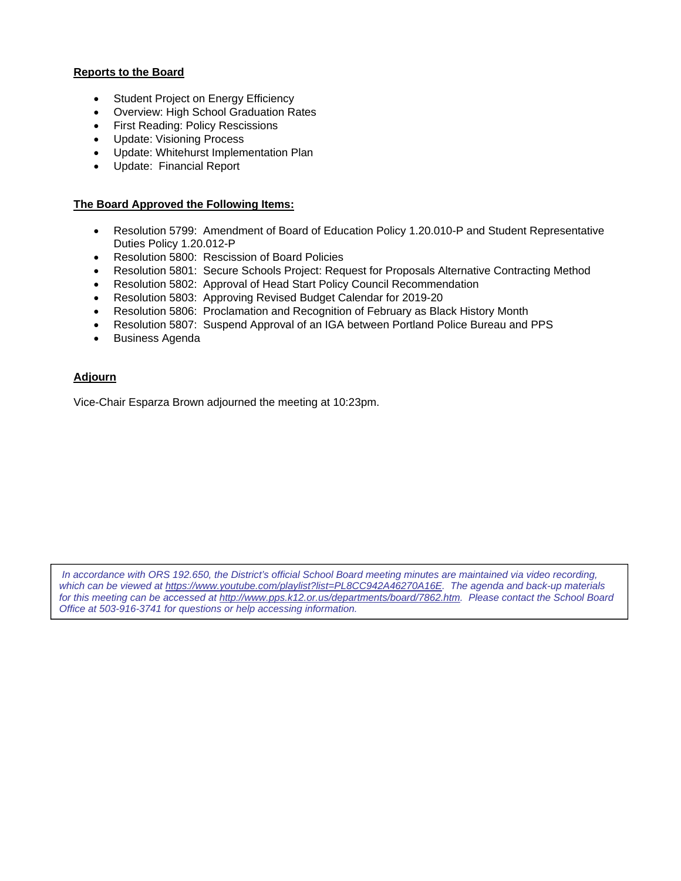**Reports to the Board**

- Student Project on Energy Efficiency
- Overview: High School Graduation Rates
- First Reading: Policy Rescissions
- Update: Visioning Process
- Update: Whitehurst Implementation Plan
- Update: Financial Report

**The Board Approved the Following Items:**

- Resolution 5799: Amendment of Board of Education Policy 1.20.010-P and Student Representative Duties Policy 1.20.012-P
- Resolution 5800: Rescission of Board Policies
- Resolution 5801: Secure Schools Project: Request for Proposals Alternative Contracting Method
- Resolution 5802: Approval of Head Start Policy Council Recommendation
- Resolution 5803: Approving Revised Budget Calendar for 2019-20
- Resolution 5806: Proclamation and Recognition of February as Black History Month
- Resolution 5807: Suspend Approval of an IGA between Portland Police Bureau and PPS
- Business Agenda

**Adjourn**

Vice-Chair Esparza Brown adjourned the meeting at 10:23pm.

*In accordance with ORS 192.650, the District's official School Board meeting minutes are maintained via video recording, which can be viewed at https://www.youtube.com/playlist?list=PL8CC942A46270A16E. The agenda and back-up materials for this meeting can be accessed at http://www.pps.k12.or.us/departments/board/7862.htm. Please contact the School Board Office at 503-916-3741 for questions or help accessing information.*